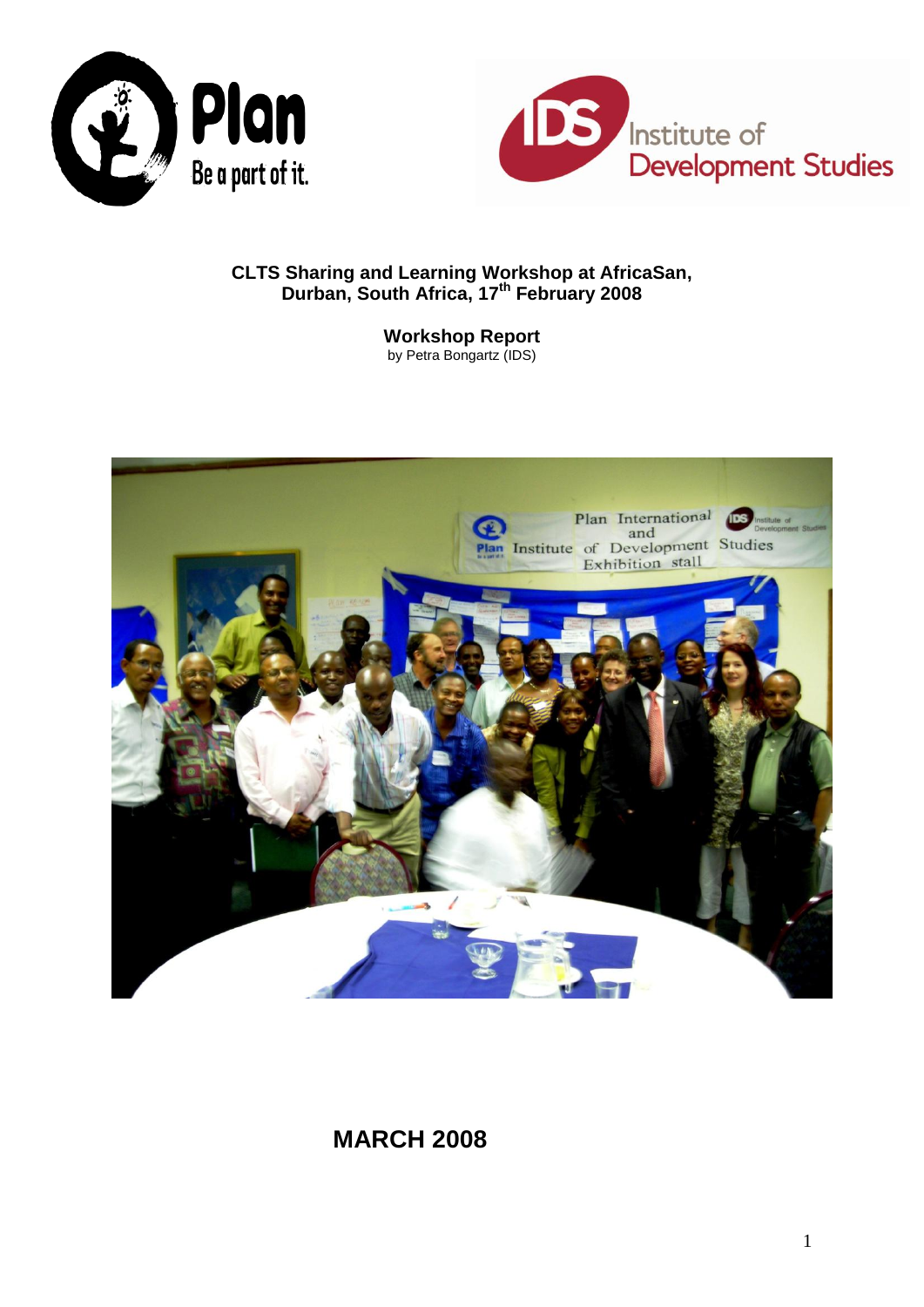**CLTS Sharing and Learning Workshop at AfricaSan, Durban, South Africa, 17th February 2008**

**Workshop Report**
by Petra Bongartz (IDS)

## MARCH 2008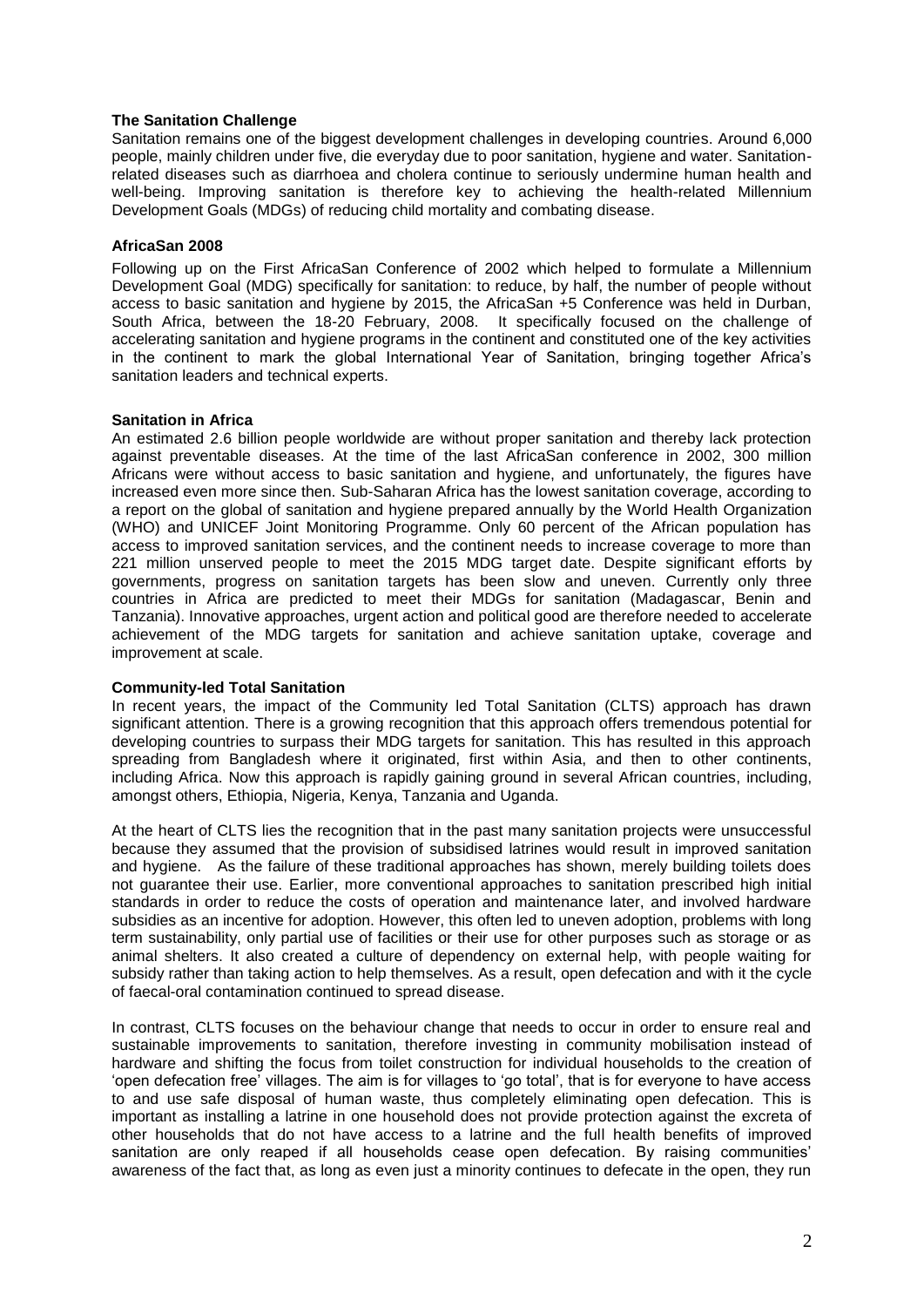**The Sanitation Challenge**

Sanitation remains one of the biggest development challenges in developing countries. Around 6,000 people, mainly children under five, die everyday due to poor sanitation, hygiene and water. Sanitation-related diseases such as diarrhoea and cholera continue to seriously undermine human health and well-being. Improving sanitation is therefore key to achieving the health-related Millennium Development Goals (MDGs) of reducing child mortality and combating disease.

**AfricaSan 2008**

Following up on the First AfricaSan Conference of 2002 which helped to formulate a Millennium Development Goal (MDG) specifically for sanitation: to reduce, by half, the number of people without access to basic sanitation and hygiene by 2015, the AfricaSan +5 Conference was held in Durban, South Africa, between the 18-20 February, 2008. It specifically focused on the challenge of accelerating sanitation and hygiene programs in the continent and constituted one of the key activities in the continent to mark the global International Year of Sanitation, bringing together Africa's sanitation leaders and technical experts.

**Sanitation in Africa**

An estimated 2.6 billion people worldwide are without proper sanitation and thereby lack protection against preventable diseases. At the time of the last AfricaSan conference in 2002, 300 million Africans were without access to basic sanitation and hygiene, and unfortunately, the figures have increased even more since then. Sub-Saharan Africa has the lowest sanitation coverage, according to a report on the global of sanitation and hygiene prepared annually by the World Health Organization (WHO) and UNICEF Joint Monitoring Programme. Only 60 percent of the African population has access to improved sanitation services, and the continent needs to increase coverage to more than 221 million unserved people to meet the 2015 MDG target date. Despite significant efforts by governments, progress on sanitation targets has been slow and uneven. Currently only three countries in Africa are predicted to meet their MDGs for sanitation (Madagascar, Benin and Tanzania). Innovative approaches, urgent action and political good are therefore needed to accelerate achievement of the MDG targets for sanitation and achieve sanitation uptake, coverage and improvement at scale.

**Community-led Total Sanitation**

In recent years, the impact of the Community led Total Sanitation (CLTS) approach has drawn significant attention. There is a growing recognition that this approach offers tremendous potential for developing countries to surpass their MDG targets for sanitation. This has resulted in this approach spreading from Bangladesh where it originated, first within Asia, and then to other continents, including Africa. Now this approach is rapidly gaining ground in several African countries, including, amongst others, Ethiopia, Nigeria, Kenya, Tanzania and Uganda.

At the heart of CLTS lies the recognition that in the past many sanitation projects were unsuccessful because they assumed that the provision of subsidised latrines would result in improved sanitation and hygiene. As the failure of these traditional approaches has shown, merely building toilets does not guarantee their use. Earlier, more conventional approaches to sanitation prescribed high initial standards in order to reduce the costs of operation and maintenance later, and involved hardware subsidies as an incentive for adoption. However, this often led to uneven adoption, problems with long term sustainability, only partial use of facilities or their use for other purposes such as storage or as animal shelters. It also created a culture of dependency on external help, with people waiting for subsidy rather than taking action to help themselves. As a result, open defecation and with it the cycle of faecal-oral contamination continued to spread disease.

In contrast, CLTS focuses on the behaviour change that needs to occur in order to ensure real and sustainable improvements to sanitation, therefore investing in community mobilisation instead of hardware and shifting the focus from toilet construction for individual households to the creation of 'open defecation free' villages. The aim is for villages to 'go total', that is for everyone to have access to and use safe disposal of human waste, thus completely eliminating open defecation. This is important as installing a latrine in one household does not provide protection against the excreta of other households that do not have access to a latrine and the full health benefits of improved sanitation are only reaped if all households cease open defecation. By raising communities' awareness of the fact that, as long as even just a minority continues to defecate in the open, they run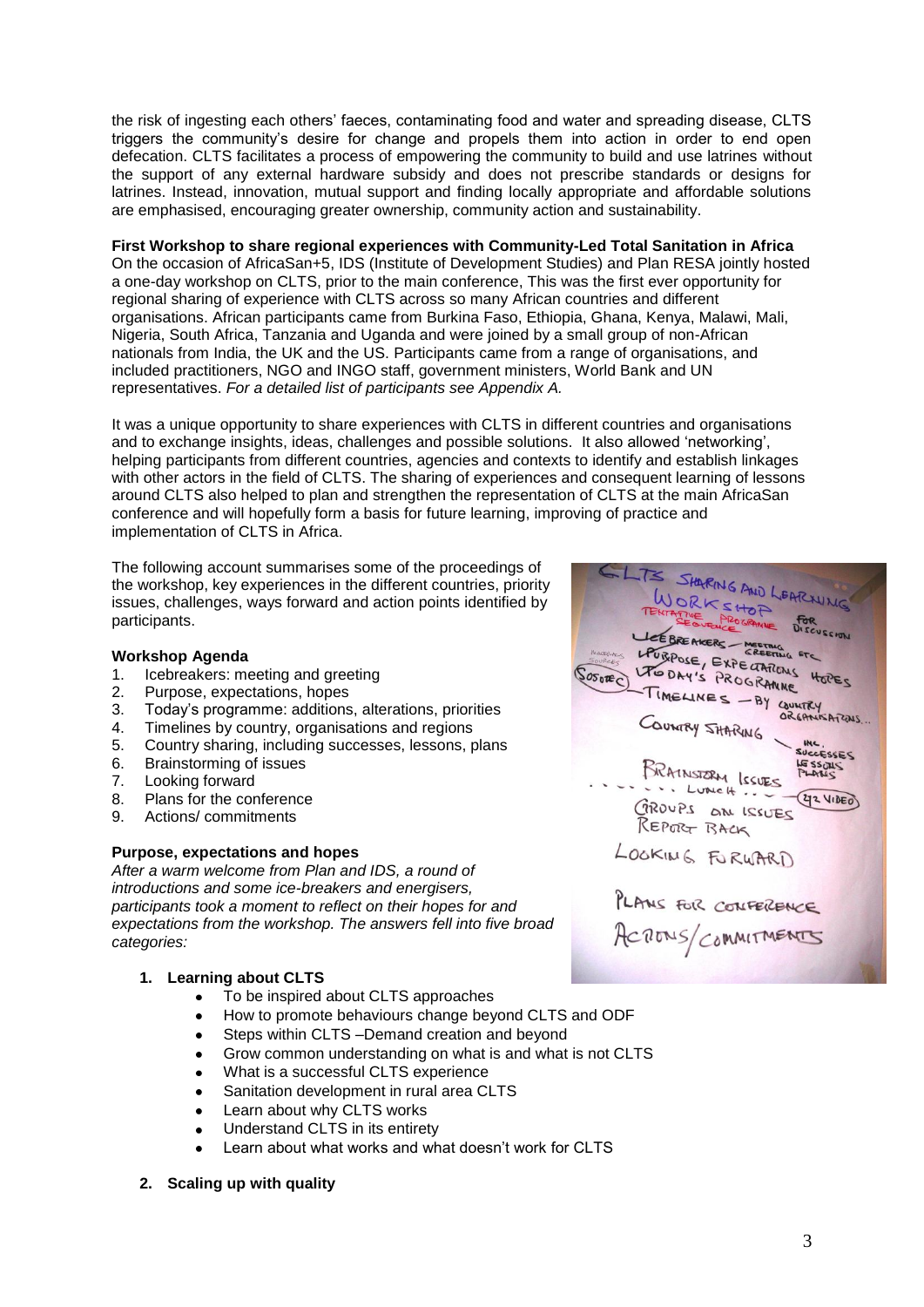the risk of ingesting each others' faeces, contaminating food and water and spreading disease, CLTS triggers the community's desire for change and propels them into action in order to end open defecation. CLTS facilitates a process of empowering the community to build and use latrines without the support of any external hardware subsidy and does not prescribe standards or designs for latrines. Instead, innovation, mutual support and finding locally appropriate and affordable solutions are emphasised, encouraging greater ownership, community action and sustainability.

**First Workshop to share regional experiences with Community-Led Total Sanitation in Africa**

On the occasion of AfricaSan+5, IDS (Institute of Development Studies) and Plan RESA jointly hosted a one-day workshop on CLTS, prior to the main conference, This was the first ever opportunity for regional sharing of experience with CLTS across so many African countries and different organisations. African participants came from Burkina Faso, Ethiopia, Ghana, Kenya, Malawi, Mali, Nigeria, South Africa, Tanzania and Uganda and were joined by a small group of non-African nationals from India, the UK and the US. Participants came from a range of organisations, and included practitioners, NGO and INGO staff, government ministers, World Bank and UN representatives. *For a detailed list of participants see Appendix A.*

It was a unique opportunity to share experiences with CLTS in different countries and organisations and to exchange insights, ideas, challenges and possible solutions. It also allowed 'networking', helping participants from different countries, agencies and contexts to identify and establish linkages with other actors in the field of CLTS. The sharing of experiences and consequent learning of lessons around CLTS also helped to plan and strengthen the representation of CLTS at the main AfricaSan conference and will hopefully form a basis for future learning, improving of practice and implementation of CLTS in Africa.

The following account summarises some of the proceedings of the workshop, key experiences in the different countries, priority issues, challenges, ways forward and action points identified by participants.

**Workshop Agenda**

1. Icebreakers: meeting and greeting
2. Purpose, expectations, hopes
3. Today's programme: additions, alterations, priorities
4. Timelines by country, organisations and regions
5. Country sharing, including successes, lessons, plans
6. Brainstorming of issues
7. Looking forward
8. Plans for the conference
9. Actions/ commitments

**Purpose, expectations and hopes**

*After a warm welcome from Plan and IDS, a round of introductions and some ice-breakers and energisers, participants took a moment to reflect on their hopes for and expectations from the workshop. The answers fell into five broad categories:*

1. **Learning about CLTS**
   - To be inspired about CLTS approaches
   - How to promote behaviours change beyond CLTS and ODF
   - Steps within CLTS –Demand creation and beyond
   - Grow common understanding on what is and what is not CLTS
   - What is a successful CLTS experience
   - Sanitation development in rural area CLTS
   - Learn about why CLTS works
   - Understand CLTS in its entirety
   - Learn about what works and what doesn't work for CLTS

2. **Scaling up with quality**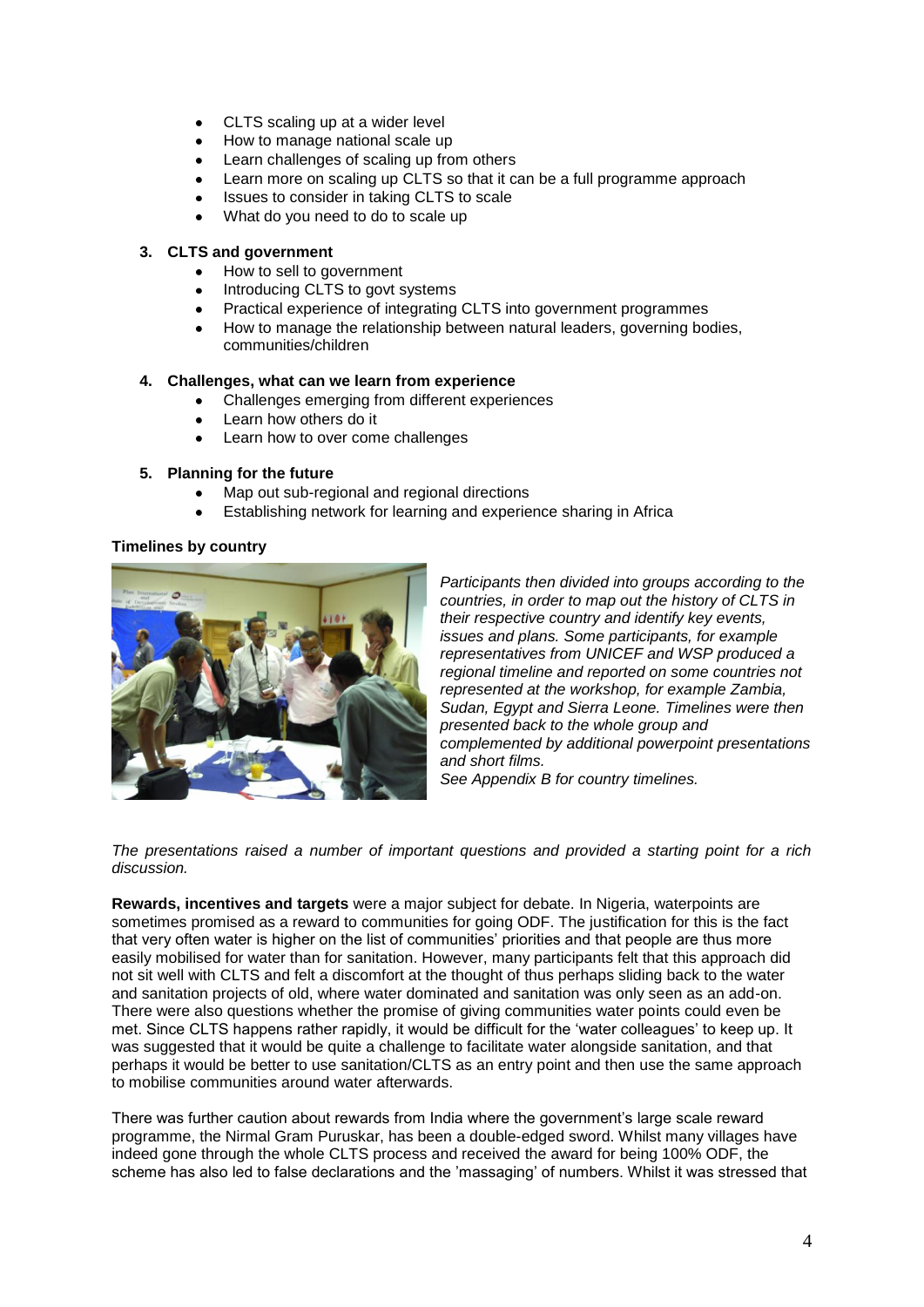- CLTS scaling up at a wider level
- How to manage national scale up
- Learn challenges of scaling up from others
- Learn more on scaling up CLTS so that it can be a full programme approach
- Issues to consider in taking CLTS to scale
- What do you need to do to scale up

**3. CLTS and government**

- How to sell to government
- Introducing CLTS to govt systems
- Practical experience of integrating CLTS into government programmes
- How to manage the relationship between natural leaders, governing bodies, communities/children

**4. Challenges, what can we learn from experience**

- Challenges emerging from different experiences
- Learn how others do it
- Learn how to over come challenges

**5. Planning for the future**

- Map out sub-regional and regional directions
- Establishing network for learning and experience sharing in Africa

**Timelines by country**

*Participants then divided into groups according to the countries, in order to map out the history of CLTS in their respective country and identify key events, issues and plans. Some participants, for example representatives from UNICEF and WSP produced a regional timeline and reported on some countries not represented at the workshop, for example Zambia, Sudan, Egypt and Sierra Leone. Timelines were then presented back to the whole group and complemented by additional powerpoint presentations and short films.*
*See Appendix B for country timelines.*

*The presentations raised a number of important questions and provided a starting point for a rich discussion.*

**Rewards, incentives and targets** were a major subject for debate. In Nigeria, waterpoints are sometimes promised as a reward to communities for going ODF. The justification for this is the fact that very often water is higher on the list of communities' priorities and that people are thus more easily mobilised for water than for sanitation. However, many participants felt that this approach did not sit well with CLTS and felt a discomfort at the thought of thus perhaps sliding back to the water and sanitation projects of old, where water dominated and sanitation was only seen as an add-on. There were also questions whether the promise of giving communities water points could even be met. Since CLTS happens rather rapidly, it would be difficult for the 'water colleagues' to keep up. It was suggested that it would be quite a challenge to facilitate water alongside sanitation, and that perhaps it would be better to use sanitation/CLTS as an entry point and then use the same approach to mobilise communities around water afterwards.

There was further caution about rewards from India where the government's large scale reward programme, the Nirmal Gram Puruskar, has been a double-edged sword. Whilst many villages have indeed gone through the whole CLTS process and received the award for being 100% ODF, the scheme has also led to false declarations and the 'massaging' of numbers. Whilst it was stressed that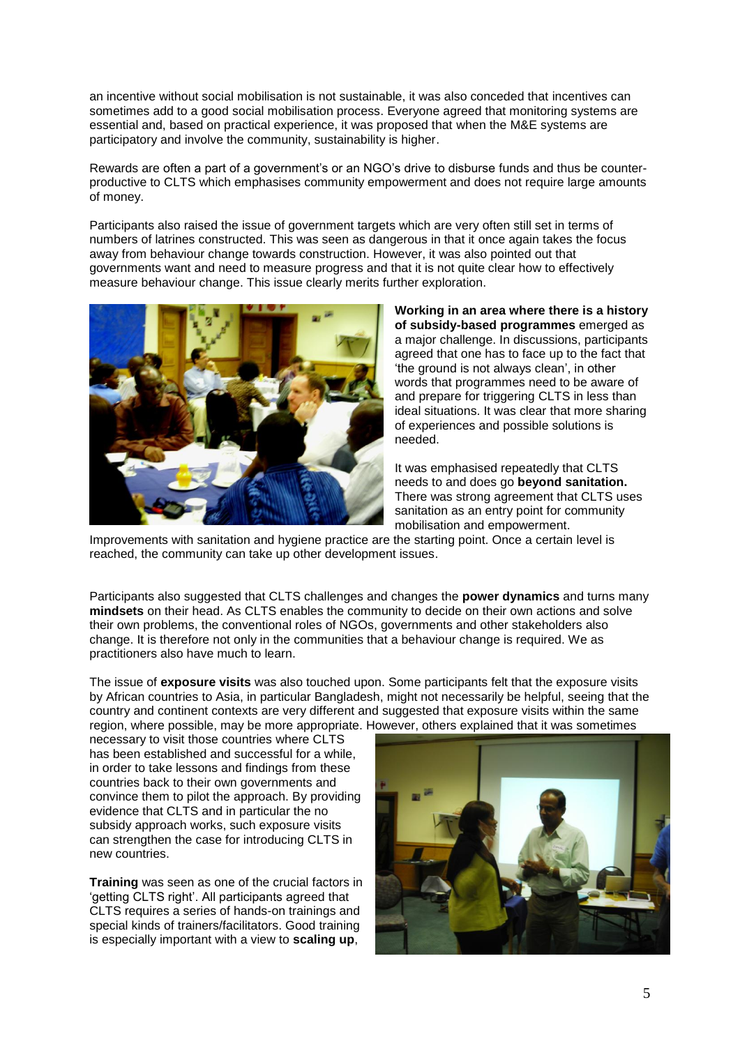an incentive without social mobilisation is not sustainable, it was also conceded that incentives can sometimes add to a good social mobilisation process. Everyone agreed that monitoring systems are essential and, based on practical experience, it was proposed that when the M&E systems are participatory and involve the community, sustainability is higher.

Rewards are often a part of a government's or an NGO's drive to disburse funds and thus be counter-productive to CLTS which emphasises community empowerment and does not require large amounts of money.

Participants also raised the issue of government targets which are very often still set in terms of numbers of latrines constructed. This was seen as dangerous in that it once again takes the focus away from behaviour change towards construction. However, it was also pointed out that governments want and need to measure progress and that it is not quite clear how to effectively measure behaviour change. This issue clearly merits further exploration.

**Working in an area where there is a history of subsidy-based programmes** emerged as a major challenge. In discussions, participants agreed that one has to face up to the fact that 'the ground is not always clean', in other words that programmes need to be aware of and prepare for triggering CLTS in less than ideal situations. It was clear that more sharing of experiences and possible solutions is needed.

It was emphasised repeatedly that CLTS needs to and does go **beyond sanitation.** There was strong agreement that CLTS uses sanitation as an entry point for community mobilisation and empowerment. Improvements with sanitation and hygiene practice are the starting point. Once a certain level is reached, the community can take up other development issues.

Participants also suggested that CLTS challenges and changes the **power dynamics** and turns many **mindsets** on their head. As CLTS enables the community to decide on their own actions and solve their own problems, the conventional roles of NGOs, governments and other stakeholders also change. It is therefore not only in the communities that a behaviour change is required. We as practitioners also have much to learn.

The issue of **exposure visits** was also touched upon. Some participants felt that the exposure visits by African countries to Asia, in particular Bangladesh, might not necessarily be helpful, seeing that the country and continent contexts are very different and suggested that exposure visits within the same region, where possible, may be more appropriate. However, others explained that it was sometimes necessary to visit those countries where CLTS has been established and successful for a while, in order to take lessons and findings from these countries back to their own governments and convince them to pilot the approach. By providing evidence that CLTS and in particular the no subsidy approach works, such exposure visits can strengthen the case for introducing CLTS in new countries.

**Training** was seen as one of the crucial factors in 'getting CLTS right'. All participants agreed that CLTS requires a series of hands-on trainings and special kinds of trainers/facilitators. Good training is especially important with a view to **scaling up**,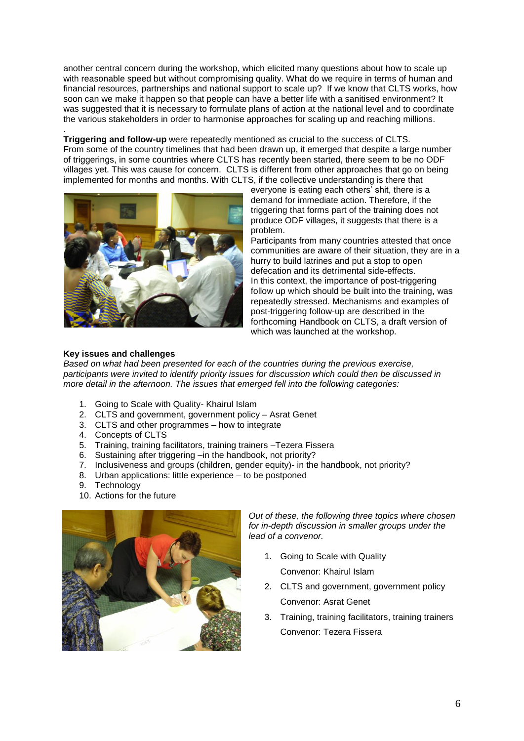another central concern during the workshop, which elicited many questions about how to scale up with reasonable speed but without compromising quality. What do we require in terms of human and financial resources, partnerships and national support to scale up? If we know that CLTS works, how soon can we make it happen so that people can have a better life with a sanitised environment? It was suggested that it is necessary to formulate plans of action at the national level and to coordinate the various stakeholders in order to harmonise approaches for scaling up and reaching millions.

**Triggering and follow-up** were repeatedly mentioned as crucial to the success of CLTS. From some of the country timelines that had been drawn up, it emerged that despite a large number of triggerings, in some countries where CLTS has recently been started, there seem to be no ODF villages yet. This was cause for concern. CLTS is different from other approaches that go on being implemented for months and months. With CLTS, if the collective understanding is there that everyone is eating each others' shit, there is a demand for immediate action. Therefore, if the triggering that forms part of the training does not produce ODF villages, it suggests that there is a problem.

Participants from many countries attested that once communities are aware of their situation, they are in a hurry to build latrines and put a stop to open defecation and its detrimental side-effects. In this context, the importance of post-triggering follow up which should be built into the training, was repeatedly stressed. Mechanisms and examples of post-triggering follow-up are described in the forthcoming Handbook on CLTS, a draft version of which was launched at the workshop.

**Key issues and challenges**

*Based on what had been presented for each of the countries during the previous exercise, participants were invited to identify priority issues for discussion which could then be discussed in more detail in the afternoon. The issues that emerged fell into the following categories:*

1. Going to Scale with Quality- Khairul Islam
2. CLTS and government, government policy – Asrat Genet
3. CLTS and other programmes – how to integrate
4. Concepts of CLTS
5. Training, training facilitators, training trainers –Tezera Fissera
6. Sustaining after triggering –in the handbook, not priority?
7. Inclusiveness and groups (children, gender equity)- in the handbook, not priority?
8. Urban applications: little experience – to be postponed
9. Technology
10. Actions for the future

*Out of these, the following three topics where chosen for in-depth discussion in smaller groups under the lead of a convenor.*

1. Going to Scale with Quality

   Convenor: Khairul Islam
2. CLTS and government, government policy

   Convenor: Asrat Genet
3. Training, training facilitators, training trainers

   Convenor: Tezera Fissera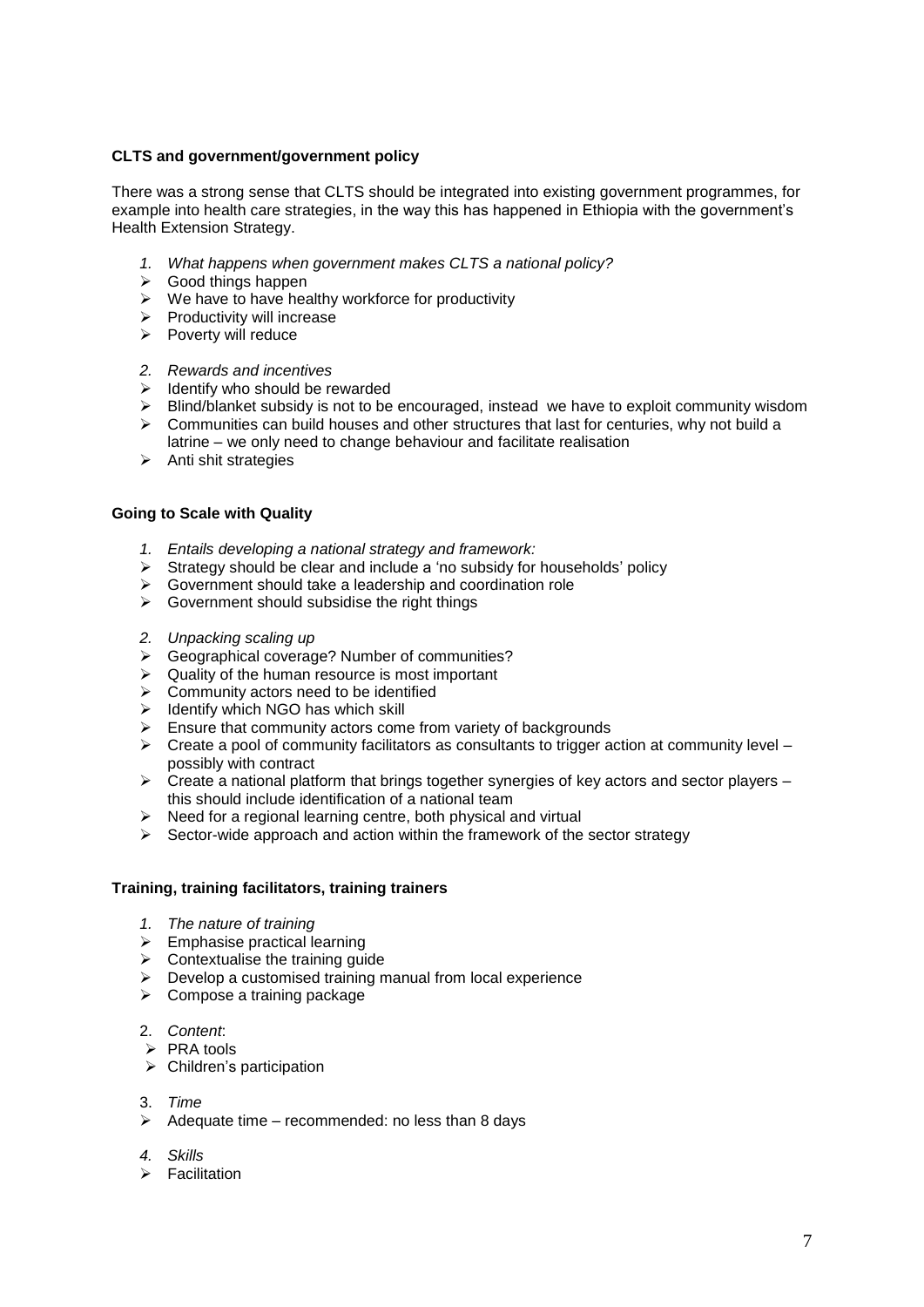**CLTS and government/government policy**

There was a strong sense that CLTS should be integrated into existing government programmes, for example into health care strategies, in the way this has happened in Ethiopia with the government's Health Extension Strategy.

1. *What happens when government makes CLTS a national policy?*
- Good things happen
- We have to have healthy workforce for productivity
- Productivity will increase
- Poverty will reduce

2. *Rewards and incentives*
- Identify who should be rewarded
- Blind/blanket subsidy is not to be encouraged, instead we have to exploit community wisdom
- Communities can build houses and other structures that last for centuries, why not build a latrine – we only need to change behaviour and facilitate realisation
- Anti shit strategies

**Going to Scale with Quality**

1. *Entails developing a national strategy and framework:*
- Strategy should be clear and include a 'no subsidy for households' policy
- Government should take a leadership and coordination role
- Government should subsidise the right things

2. *Unpacking scaling up*
- Geographical coverage? Number of communities?
- Quality of the human resource is most important
- Community actors need to be identified
- Identify which NGO has which skill
- Ensure that community actors come from variety of backgrounds
- Create a pool of community facilitators as consultants to trigger action at community level – possibly with contract
- Create a national platform that brings together synergies of key actors and sector players – this should include identification of a national team
- Need for a regional learning centre, both physical and virtual
- Sector-wide approach and action within the framework of the sector strategy

**Training, training facilitators, training trainers**

1. *The nature of training*
- Emphasise practical learning
- Contextualise the training guide
- Develop a customised training manual from local experience
- Compose a training package

2. *Content*:
- PRA tools
- Children's participation

3. *Time*
- Adequate time – recommended: no less than 8 days

4. *Skills*
- Facilitation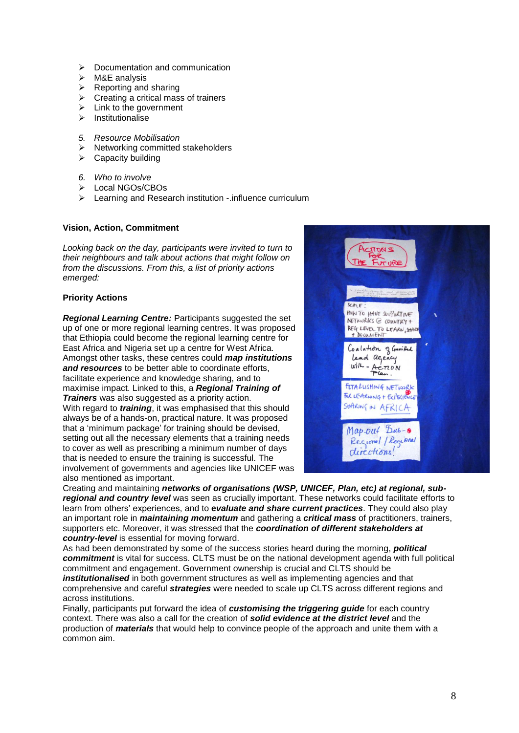- Documentation and communication
- M&E analysis
- Reporting and sharing
- Creating a critical mass of trainers
- Link to the government
- Institutionalise

5. *Resource Mobilisation*

- Networking committed stakeholders
- Capacity building

6. *Who to involve*

- Local NGOs/CBOs
- Learning and Research institution -.influence curriculum

**Vision, Action, Commitment**

*Looking back on the day, participants were invited to turn to their neighbours and talk about actions that might follow on from the discussions. From this, a list of priority actions emerged:*

**Priority Actions**

***Regional Learning Centre:*** Participants suggested the set up of one or more regional learning centres. It was proposed that Ethiopia could become the regional learning centre for East Africa and Nigeria set up a centre for West Africa. Amongst other tasks, these centres could ***map institutions and resources*** to be better able to coordinate efforts, facilitate experience and knowledge sharing, and to maximise impact. Linked to this, a ***Regional Training of Trainers*** was also suggested as a priority action.
With regard to ***training***, it was emphasised that this should always be of a hands-on, practical nature. It was proposed that a 'minimum package' for training should be devised, setting out all the necessary elements that a training needs to cover as well as prescribing a minimum number of days that is needed to ensure the training is successful. The involvement of governments and agencies like UNICEF was also mentioned as important.
Creating and maintaining ***networks of organisations (WSP, UNICEF, Plan, etc) at regional, sub-regional and country level*** was seen as crucially important. These networks could facilitate efforts to learn from others' experiences, and to **e*valuate and share current practices***. They could also play an important role in ***maintaining momentum*** and gathering a ***critical mass*** of practitioners, trainers, supporters etc. Moreover, it was stressed that the ***coordination of different stakeholders at country-level*** is essential for moving forward.
As had been demonstrated by some of the success stories heard during the morning, ***political commitment*** is vital for success. CLTS must be on the national development agenda with full political commitment and engagement. Government ownership is crucial and CLTS should be ***institutionalised*** in both government structures as well as implementing agencies and that comprehensive and careful ***strategies*** were needed to scale up CLTS across different regions and across institutions.
Finally, participants put forward the idea of ***customising the triggering guide*** for each country context. There was also a call for the creation of ***solid evidence at the district level*** and the production of ***materials*** that would help to convince people of the approach and unite them with a common aim.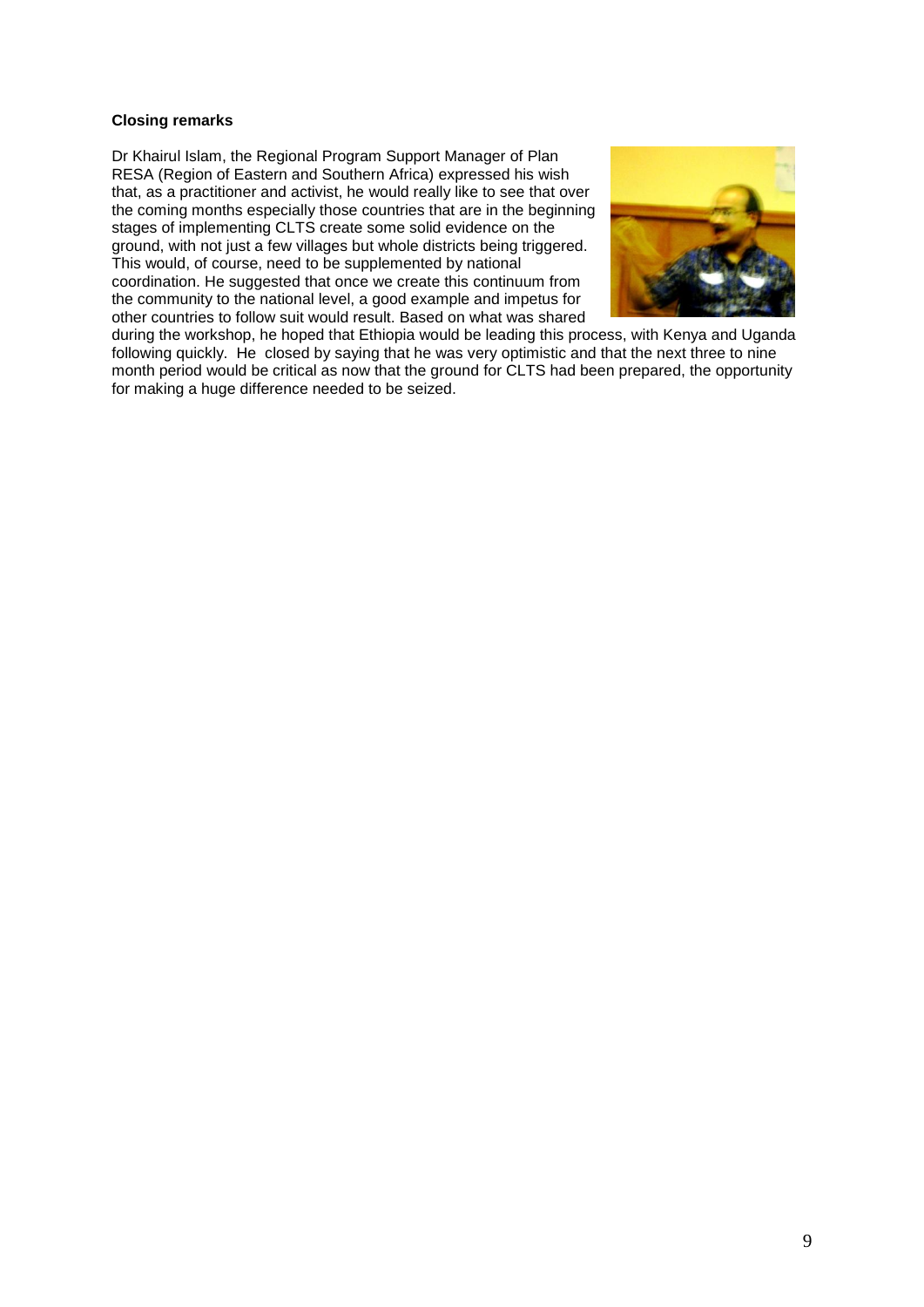**Closing remarks**

Dr Khairul Islam, the Regional Program Support Manager of Plan RESA (Region of Eastern and Southern Africa) expressed his wish that, as a practitioner and activist, he would really like to see that over the coming months especially those countries that are in the beginning stages of implementing CLTS create some solid evidence on the ground, with not just a few villages but whole districts being triggered. This would, of course, need to be supplemented by national coordination. He suggested that once we create this continuum from the community to the national level, a good example and impetus for other countries to follow suit would result. Based on what was shared during the workshop, he hoped that Ethiopia would be leading this process, with Kenya and Uganda following quickly. He closed by saying that he was very optimistic and that the next three to nine month period would be critical as now that the ground for CLTS had been prepared, the opportunity for making a huge difference needed to be seized.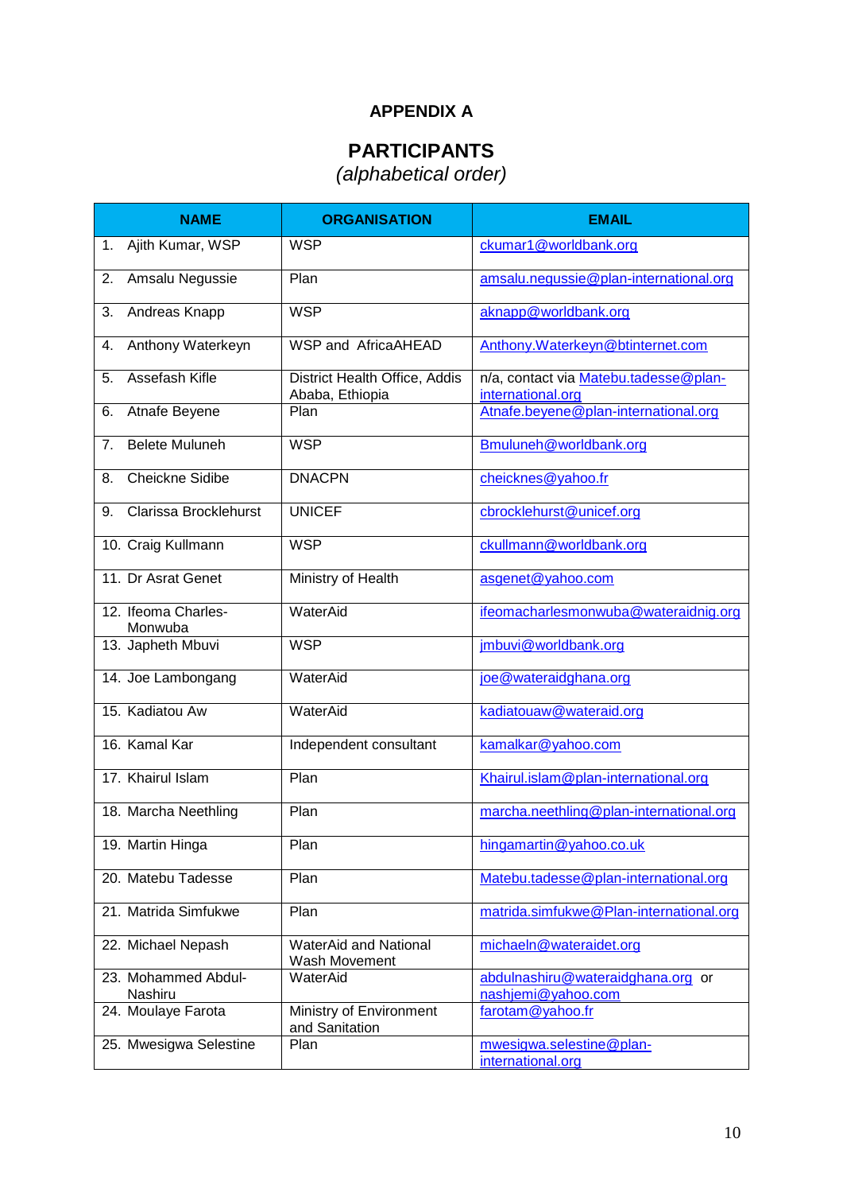# APPENDIX A

## PARTICIPANTS
*(alphabetical order)*

| NAME | ORGANISATION | EMAIL |
|---|---|---|
| 1. Ajith Kumar, WSP | WSP | ckumar1@worldbank.org |
| 2. Amsalu Negussie | Plan | amsalu.negussie@plan-international.org |
| 3. Andreas Knapp | WSP | aknapp@worldbank.org |
| 4. Anthony Waterkeyn | WSP and AfricaAHEAD | Anthony.Waterkeyn@btinternet.com |
| 5. Assefash Kifle | District Health Office, Addis Ababa, Ethiopia | n/a, contact via Matebu.tadesse@plan-international.org |
| 6. Atnafe Beyene | Plan | Atnafe.beyene@plan-international.org |
| 7. Belete Muluneh | WSP | Bmuluneh@worldbank.org |
| 8. Cheickne Sidibe | DNACPN | cheicknes@yahoo.fr |
| 9. Clarissa Brocklehurst | UNICEF | cbrocklehurst@unicef.org |
| 10. Craig Kullmann | WSP | ckullmann@worldbank.org |
| 11. Dr Asrat Genet | Ministry of Health | asgenet@yahoo.com |
| 12. Ifeoma Charles-Monwuba | WaterAid | ifeomacharlesmonwuba@wateraidnig.org |
| 13. Japheth Mbuvi | WSP | jmbuvi@worldbank.org |
| 14. Joe Lambongang | WaterAid | joe@wateraidghana.org |
| 15. Kadiatou Aw | WaterAid | kadiatouaw@wateraid.org |
| 16. Kamal Kar | Independent consultant | kamalkar@yahoo.com |
| 17. Khairul Islam | Plan | Khairul.islam@plan-international.org |
| 18. Marcha Neethling | Plan | marcha.neethling@plan-international.org |
| 19. Martin Hinga | Plan | hingamartin@yahoo.co.uk |
| 20. Matebu Tadesse | Plan | Matebu.tadesse@plan-international.org |
| 21. Matrida Simfukwe | Plan | matrida.simfukwe@Plan-international.org |
| 22. Michael Nepash | WaterAid and National Wash Movement | michaeln@wateraidet.org |
| 23. Mohammed Abdul-Nashiru | WaterAid | abdulnashiru@wateraidghana.org or nashjemi@yahoo.com |
| 24. Moulaye Farota | Ministry of Environment and Sanitation | farotam@yahoo.fr |
| 25. Mwesigwa Selestine | Plan | mwesigwa.selestine@plan-international.org |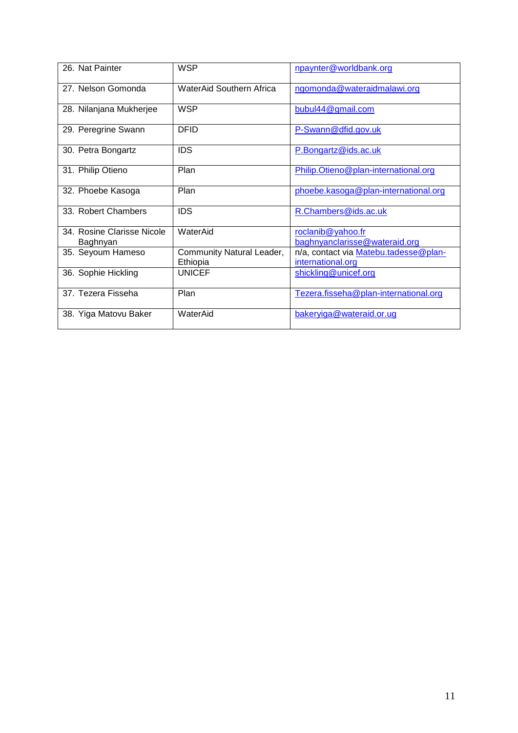| 26. Nat Painter | WSP | npaynter@worldbank.org |
|---|---|---|
| 27. Nelson Gomonda | WaterAid Southern Africa | ngomonda@wateraidmalawi.org |
| 28. Nilanjana Mukherjee | WSP | bubul44@gmail.com |
| 29. Peregrine Swann | DFID | P-Swann@dfid.gov.uk |
| 30. Petra Bongartz | IDS | P.Bongartz@ids.ac.uk |
| 31. Philip Otieno | Plan | Philip.Otieno@plan-international.org |
| 32. Phoebe Kasoga | Plan | phoebe.kasoga@plan-international.org |
| 33. Robert Chambers | IDS | R.Chambers@ids.ac.uk |
| 34. Rosine Clarisse Nicole Baghnyan | WaterAid | roclanib@yahoo.fr baghnyanclarisse@wateraid.org |
| 35. Seyoum Hameso | Community Natural Leader, Ethiopia | n/a, contact via Matebu.tadesse@plan-international.org |
| 36. Sophie Hickling | UNICEF | shickling@unicef.org |
| 37. Tezera Fisseha | Plan | Tezera.fisseha@plan-international.org |
| 38. Yiga Matovu Baker | WaterAid | bakeryiga@wateraid.or.ug |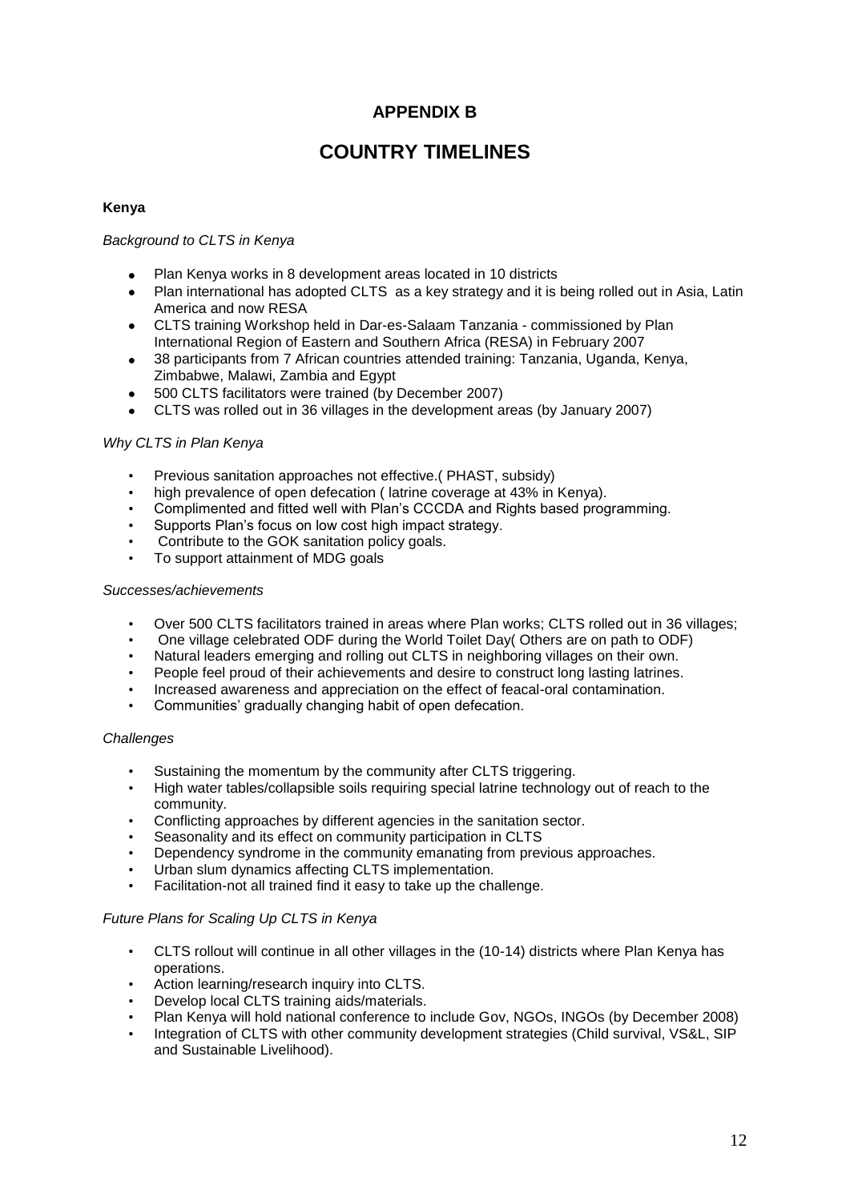# APPENDIX B

# COUNTRY TIMELINES

**Kenya**

*Background to CLTS in Kenya*

- Plan Kenya works in 8 development areas located in 10 districts
- Plan international has adopted CLTS as a key strategy and it is being rolled out in Asia, Latin America and now RESA
- CLTS training Workshop held in Dar-es-Salaam Tanzania - commissioned by Plan International Region of Eastern and Southern Africa (RESA) in February 2007
- 38 participants from 7 African countries attended training: Tanzania, Uganda, Kenya, Zimbabwe, Malawi, Zambia and Egypt
- 500 CLTS facilitators were trained (by December 2007)
- CLTS was rolled out in 36 villages in the development areas (by January 2007)

*Why CLTS in Plan Kenya*

- Previous sanitation approaches not effective.( PHAST, subsidy)
- high prevalence of open defecation ( latrine coverage at 43% in Kenya).
- Complimented and fitted well with Plan's CCCDA and Rights based programming.
- Supports Plan's focus on low cost high impact strategy.
- Contribute to the GOK sanitation policy goals.
- To support attainment of MDG goals

*Successes/achievements*

- Over 500 CLTS facilitators trained in areas where Plan works; CLTS rolled out in 36 villages;
- One village celebrated ODF during the World Toilet Day( Others are on path to ODF)
- Natural leaders emerging and rolling out CLTS in neighboring villages on their own.
- People feel proud of their achievements and desire to construct long lasting latrines.
- Increased awareness and appreciation on the effect of feacal-oral contamination.
- Communities' gradually changing habit of open defecation.

*Challenges*

- Sustaining the momentum by the community after CLTS triggering.
- High water tables/collapsible soils requiring special latrine technology out of reach to the community.
- Conflicting approaches by different agencies in the sanitation sector.
- Seasonality and its effect on community participation in CLTS
- Dependency syndrome in the community emanating from previous approaches.
- Urban slum dynamics affecting CLTS implementation.
- Facilitation-not all trained find it easy to take up the challenge.

*Future Plans for Scaling Up CLTS in Kenya*

- CLTS rollout will continue in all other villages in the (10-14) districts where Plan Kenya has operations.
- Action learning/research inquiry into CLTS.
- Develop local CLTS training aids/materials.
- Plan Kenya will hold national conference to include Gov, NGOs, INGOs (by December 2008)
- Integration of CLTS with other community development strategies (Child survival, VS&L, SIP and Sustainable Livelihood).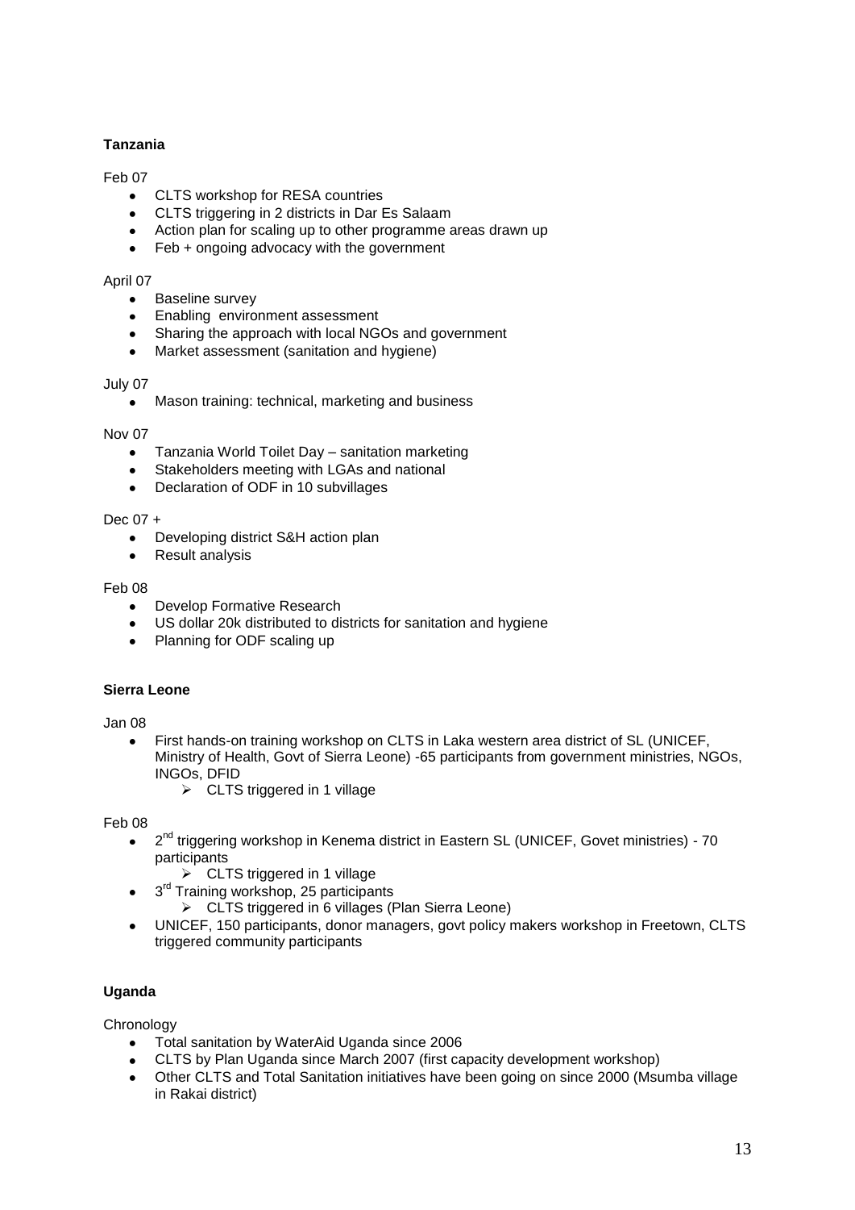**Tanzania**

Feb 07

- CLTS workshop for RESA countries
- CLTS triggering in 2 districts in Dar Es Salaam
- Action plan for scaling up to other programme areas drawn up
- Feb + ongoing advocacy with the government

April 07

- Baseline survey
- Enabling environment assessment
- Sharing the approach with local NGOs and government
- Market assessment (sanitation and hygiene)

July 07

- Mason training: technical, marketing and business

Nov 07

- Tanzania World Toilet Day – sanitation marketing
- Stakeholders meeting with LGAs and national
- Declaration of ODF in 10 subvillages

Dec 07 +

- Developing district S&H action plan
- Result analysis

Feb 08

- Develop Formative Research
- US dollar 20k distributed to districts for sanitation and hygiene
- Planning for ODF scaling up

**Sierra Leone**

Jan 08

- First hands-on training workshop on CLTS in Laka western area district of SL (UNICEF, Ministry of Health, Govt of Sierra Leone) -65 participants from government ministries, NGOs, INGOs, DFID
    - CLTS triggered in 1 village

Feb 08

- 2nd triggering workshop in Kenema district in Eastern SL (UNICEF, Govet ministries) - 70 participants
    - CLTS triggered in 1 village
- 3rd Training workshop, 25 participants
    - CLTS triggered in 6 villages (Plan Sierra Leone)
- UNICEF, 150 participants, donor managers, govt policy makers workshop in Freetown, CLTS triggered community participants

**Uganda**

Chronology

- Total sanitation by WaterAid Uganda since 2006
- CLTS by Plan Uganda since March 2007 (first capacity development workshop)
- Other CLTS and Total Sanitation initiatives have been going on since 2000 (Msumba village in Rakai district)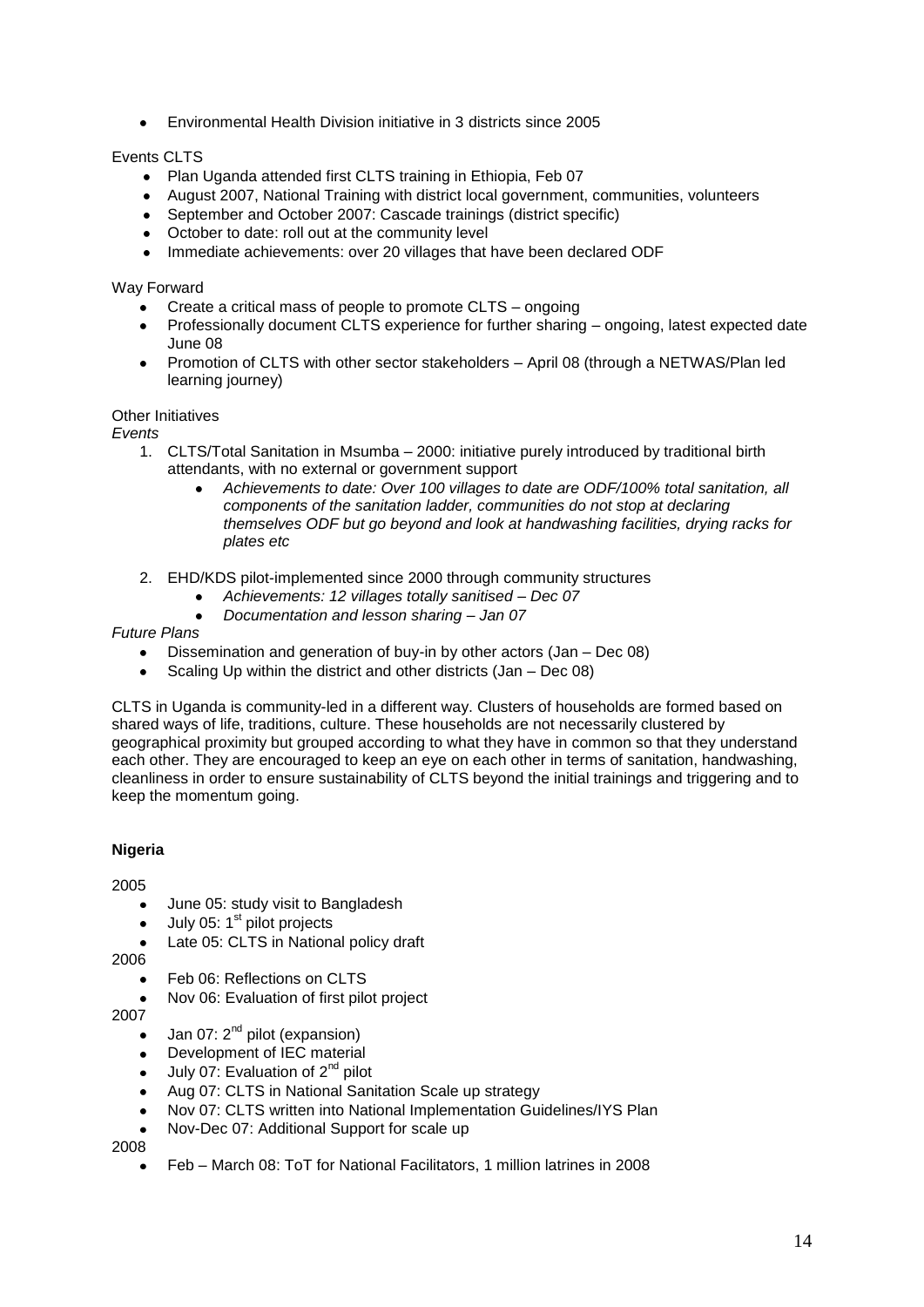- Environmental Health Division initiative in 3 districts since 2005

Events CLTS

- Plan Uganda attended first CLTS training in Ethiopia, Feb 07
- August 2007, National Training with district local government, communities, volunteers
- September and October 2007: Cascade trainings (district specific)
- October to date: roll out at the community level
- Immediate achievements: over 20 villages that have been declared ODF

Way Forward

- Create a critical mass of people to promote CLTS – ongoing
- Professionally document CLTS experience for further sharing – ongoing, latest expected date June 08
- Promotion of CLTS with other sector stakeholders – April 08 (through a NETWAS/Plan led learning journey)

Other Initiatives

*Events*

1. CLTS/Total Sanitation in Msumba – 2000: initiative purely introduced by traditional birth attendants, with no external or government support
   - *Achievements to date: Over 100 villages to date are ODF/100% total sanitation, all components of the sanitation ladder, communities do not stop at declaring themselves ODF but go beyond and look at handwashing facilities, drying racks for plates etc*
2. EHD/KDS pilot-implemented since 2000 through community structures
   - *Achievements: 12 villages totally sanitised – Dec 07*
   - *Documentation and lesson sharing – Jan 07*

*Future Plans*

- Dissemination and generation of buy-in by other actors (Jan – Dec 08)
- Scaling Up within the district and other districts (Jan – Dec 08)

CLTS in Uganda is community-led in a different way. Clusters of households are formed based on shared ways of life, traditions, culture. These households are not necessarily clustered by geographical proximity but grouped according to what they have in common so that they understand each other. They are encouraged to keep an eye on each other in terms of sanitation, handwashing, cleanliness in order to ensure sustainability of CLTS beyond the initial trainings and triggering and to keep the momentum going.

**Nigeria**

2005

- June 05: study visit to Bangladesh
- July 05: 1st pilot projects
- Late 05: CLTS in National policy draft

2006

- Feb 06: Reflections on CLTS
- Nov 06: Evaluation of first pilot project

2007

- Jan 07: 2nd pilot (expansion)
- Development of IEC material
- July 07: Evaluation of 2nd pilot
- Aug 07: CLTS in National Sanitation Scale up strategy
- Nov 07: CLTS written into National Implementation Guidelines/IYS Plan
- Nov-Dec 07: Additional Support for scale up

2008

- Feb – March 08: ToT for National Facilitators, 1 million latrines in 2008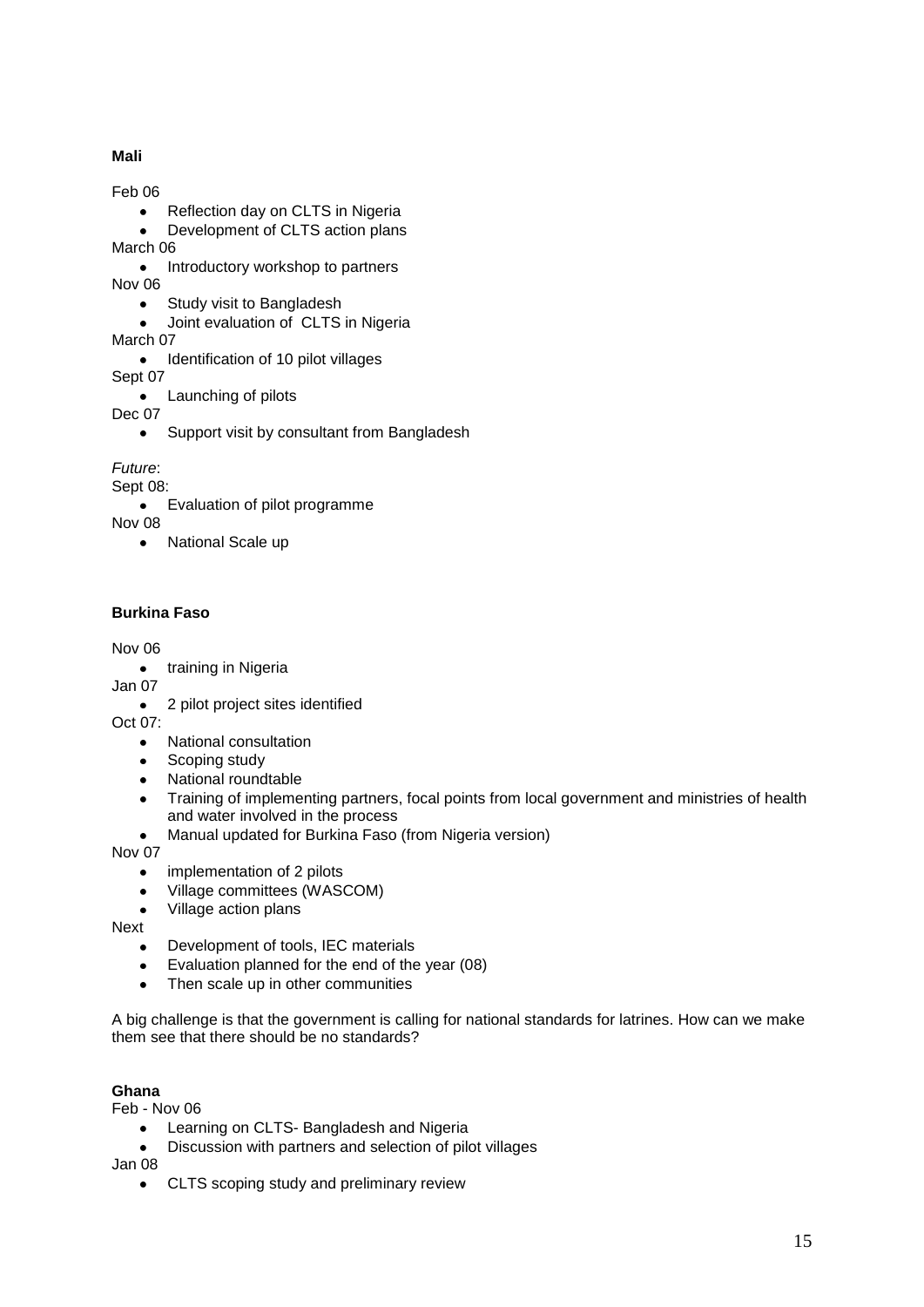**Mali**

Feb 06

- Reflection day on CLTS in Nigeria
- Development of CLTS action plans

March 06

- Introductory workshop to partners

Nov 06

- Study visit to Bangladesh
- Joint evaluation of CLTS in Nigeria

March 07

- Identification of 10 pilot villages

Sept 07

- Launching of pilots

Dec 07

- Support visit by consultant from Bangladesh

*Future*:

Sept 08:

- Evaluation of pilot programme

Nov 08

- National Scale up

**Burkina Faso**

Nov 06

- training in Nigeria

Jan 07

- 2 pilot project sites identified

Oct 07:

- National consultation
- Scoping study
- National roundtable
- Training of implementing partners, focal points from local government and ministries of health and water involved in the process
- Manual updated for Burkina Faso (from Nigeria version)

Nov 07

- implementation of 2 pilots
- Village committees (WASCOM)
- Village action plans

Next

- Development of tools, IEC materials
- Evaluation planned for the end of the year (08)
- Then scale up in other communities

A big challenge is that the government is calling for national standards for latrines. How can we make them see that there should be no standards?

**Ghana**

Feb - Nov 06

- Learning on CLTS- Bangladesh and Nigeria
- Discussion with partners and selection of pilot villages

Jan 08

- CLTS scoping study and preliminary review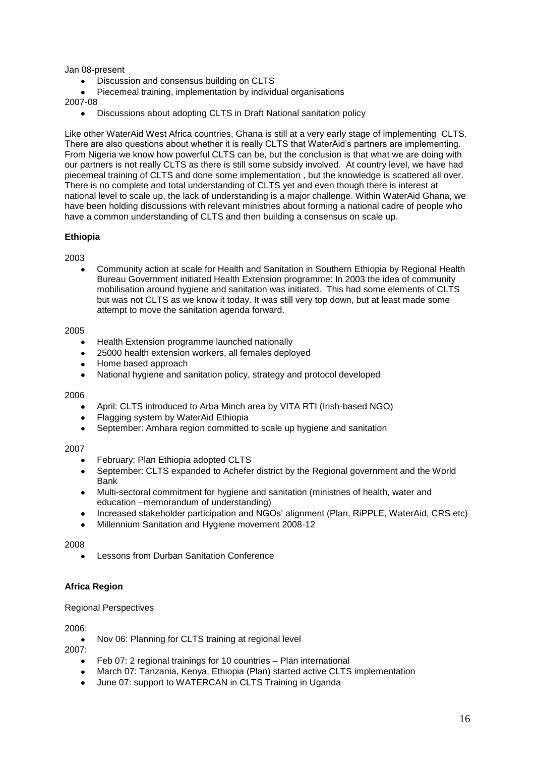Jan 08-present

- Discussion and consensus building on CLTS
- Piecemeal training, implementation by individual organisations

2007-08

- Discussions about adopting CLTS in Draft National sanitation policy

Like other WaterAid West Africa countries, Ghana is still at a very early stage of implementing CLTS. There are also questions about whether it is really CLTS that WaterAid's partners are implementing. From Nigeria we know how powerful CLTS can be, but the conclusion is that what we are doing with our partners is not really CLTS as there is still some subsidy involved. At country level, we have had piecemeal training of CLTS and done some implementation , but the knowledge is scattered all over. There is no complete and total understanding of CLTS yet and even though there is interest at national level to scale up, the lack of understanding is a major challenge. Within WaterAid Ghana, we have been holding discussions with relevant ministries about forming a national cadre of people who have a common understanding of CLTS and then building a consensus on scale up.

**Ethiopia**

2003

- Community action at scale for Health and Sanitation in Southern Ethiopia by Regional Health Bureau Government initiated Health Extension programme: In 2003 the idea of community mobilisation around hygiene and sanitation was initiated. This had some elements of CLTS but was not CLTS as we know it today. It was still very top down, but at least made some attempt to move the sanitation agenda forward.

2005

- Health Extension programme launched nationally
- 25000 health extension workers, all females deployed
- Home based approach
- National hygiene and sanitation policy, strategy and protocol developed

2006

- April: CLTS introduced to Arba Minch area by VITA RTI (Irish-based NGO)
- Flagging system by WaterAid Ethiopia
- September: Amhara region committed to scale up hygiene and sanitation

2007

- February: Plan Ethiopia adopted CLTS
- September: CLTS expanded to Achefer district by the Regional government and the World Bank
- Multi-sectoral commitment for hygiene and sanitation (ministries of health, water and education –memorandum of understanding)
- Increased stakeholder participation and NGOs' alignment (Plan, RiPPLE, WaterAid, CRS etc)
- Millennium Sanitation and Hygiene movement 2008-12

2008

- Lessons from Durban Sanitation Conference

**Africa Region**

Regional Perspectives

2006:

- Nov 06: Planning for CLTS training at regional level

2007:

- Feb 07: 2 regional trainings for 10 countries – Plan international
- March 07: Tanzania, Kenya, Ethiopia (Plan) started active CLTS implementation
- June 07: support to WATERCAN in CLTS Training in Uganda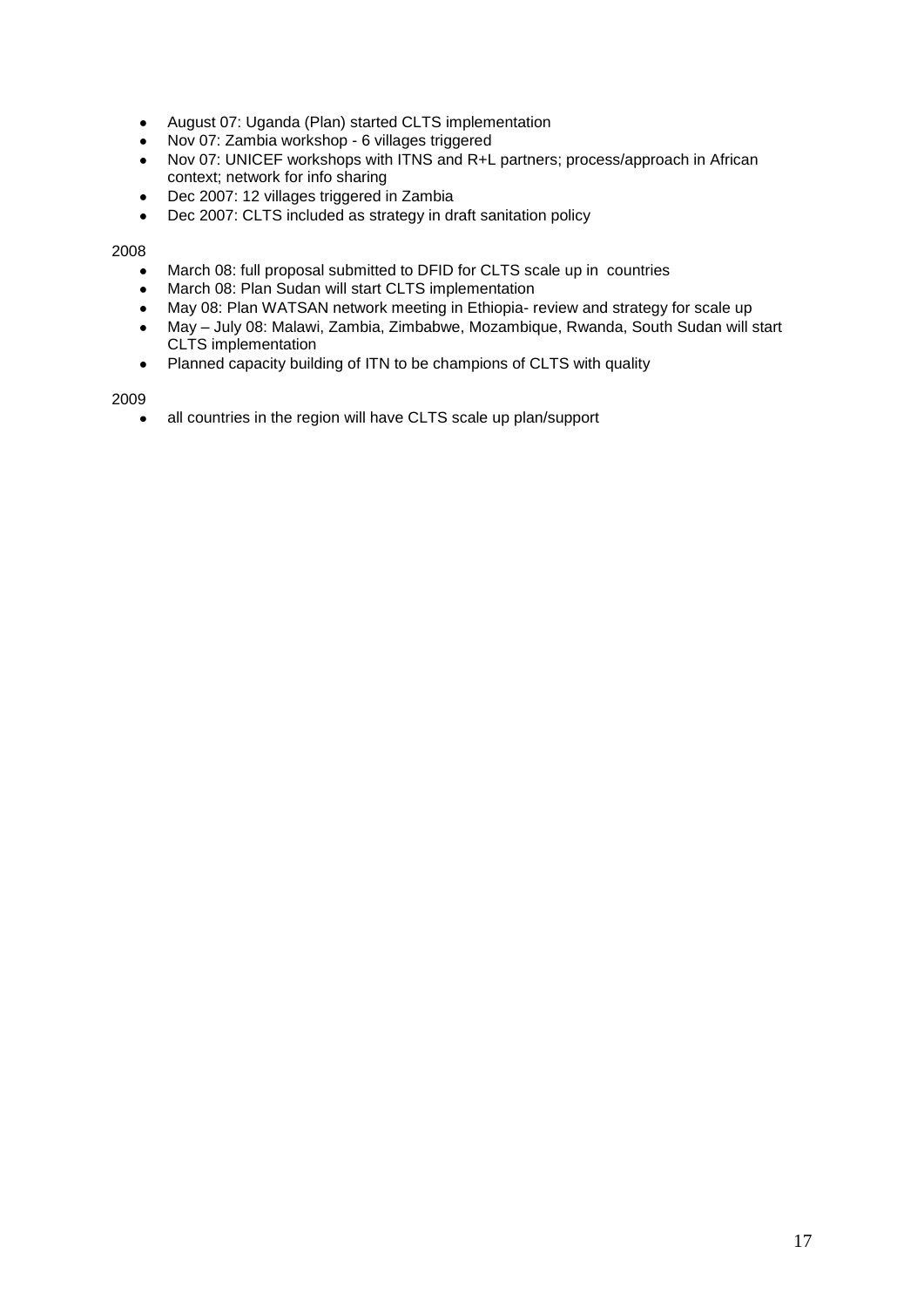- August 07: Uganda (Plan) started CLTS implementation
- Nov 07: Zambia workshop - 6 villages triggered
- Nov 07: UNICEF workshops with ITNS and R+L partners; process/approach in African context; network for info sharing
- Dec 2007: 12 villages triggered in Zambia
- Dec 2007: CLTS included as strategy in draft sanitation policy

2008

- March 08: full proposal submitted to DFID for CLTS scale up in countries
- March 08: Plan Sudan will start CLTS implementation
- May 08: Plan WATSAN network meeting in Ethiopia- review and strategy for scale up
- May – July 08: Malawi, Zambia, Zimbabwe, Mozambique, Rwanda, South Sudan will start CLTS implementation
- Planned capacity building of ITN to be champions of CLTS with quality

2009

- all countries in the region will have CLTS scale up plan/support